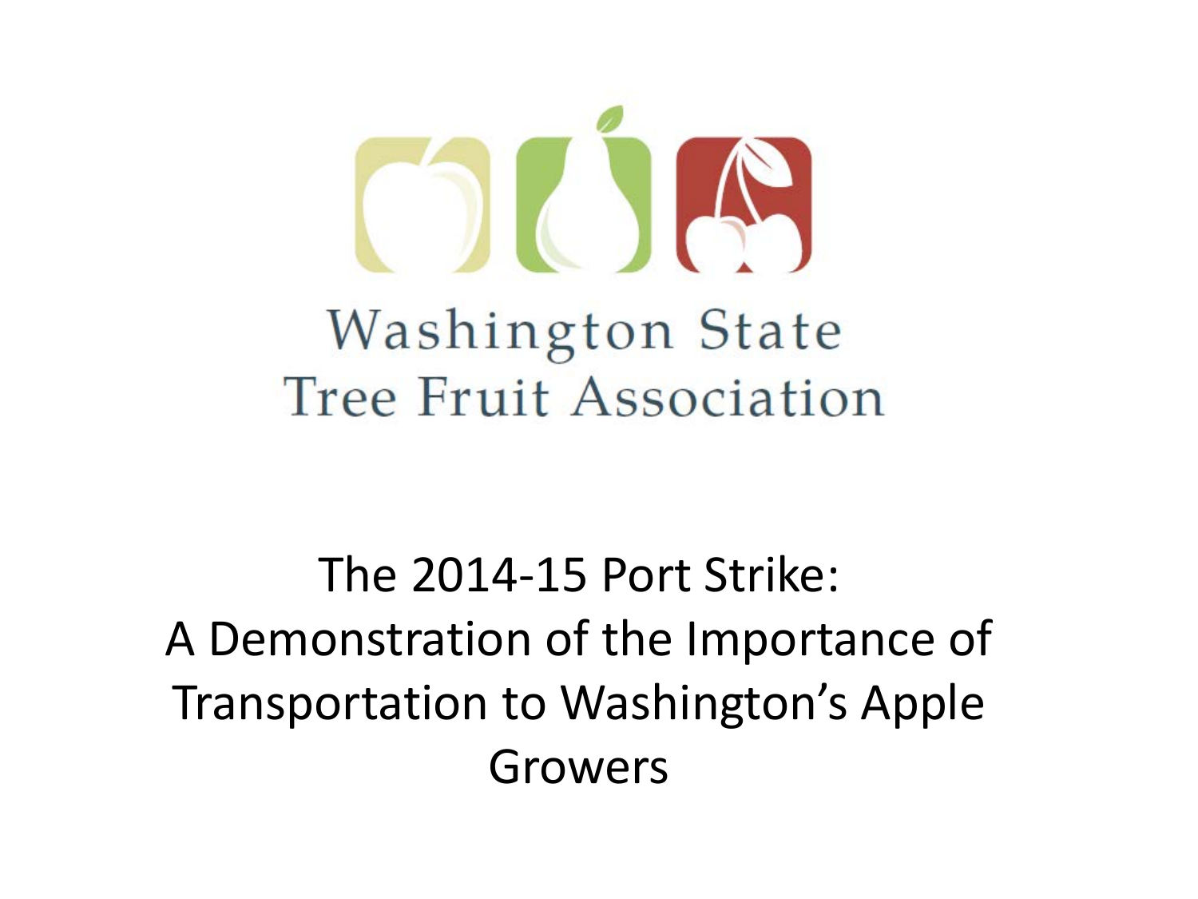Washington State
Tree Fruit Association

# The 2014-15 Port Strike: A Demonstration of the Importance of Transportation to Washington's Apple Growers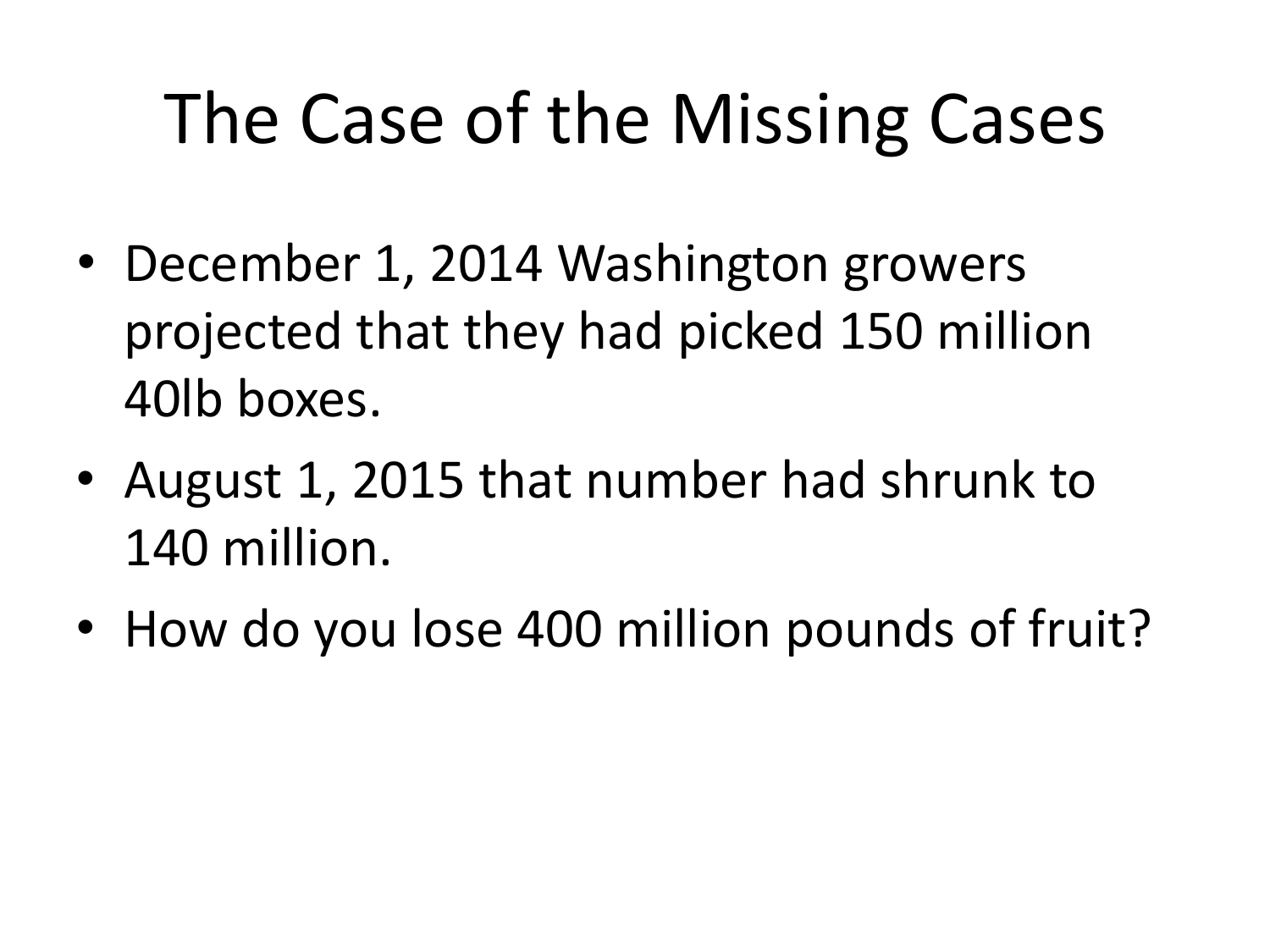# The Case of the Missing Cases

- December 1, 2014 Washington growers projected that they had picked 150 million 40lb boxes.
- August 1, 2015 that number had shrunk to 140 million.
- How do you lose 400 million pounds of fruit?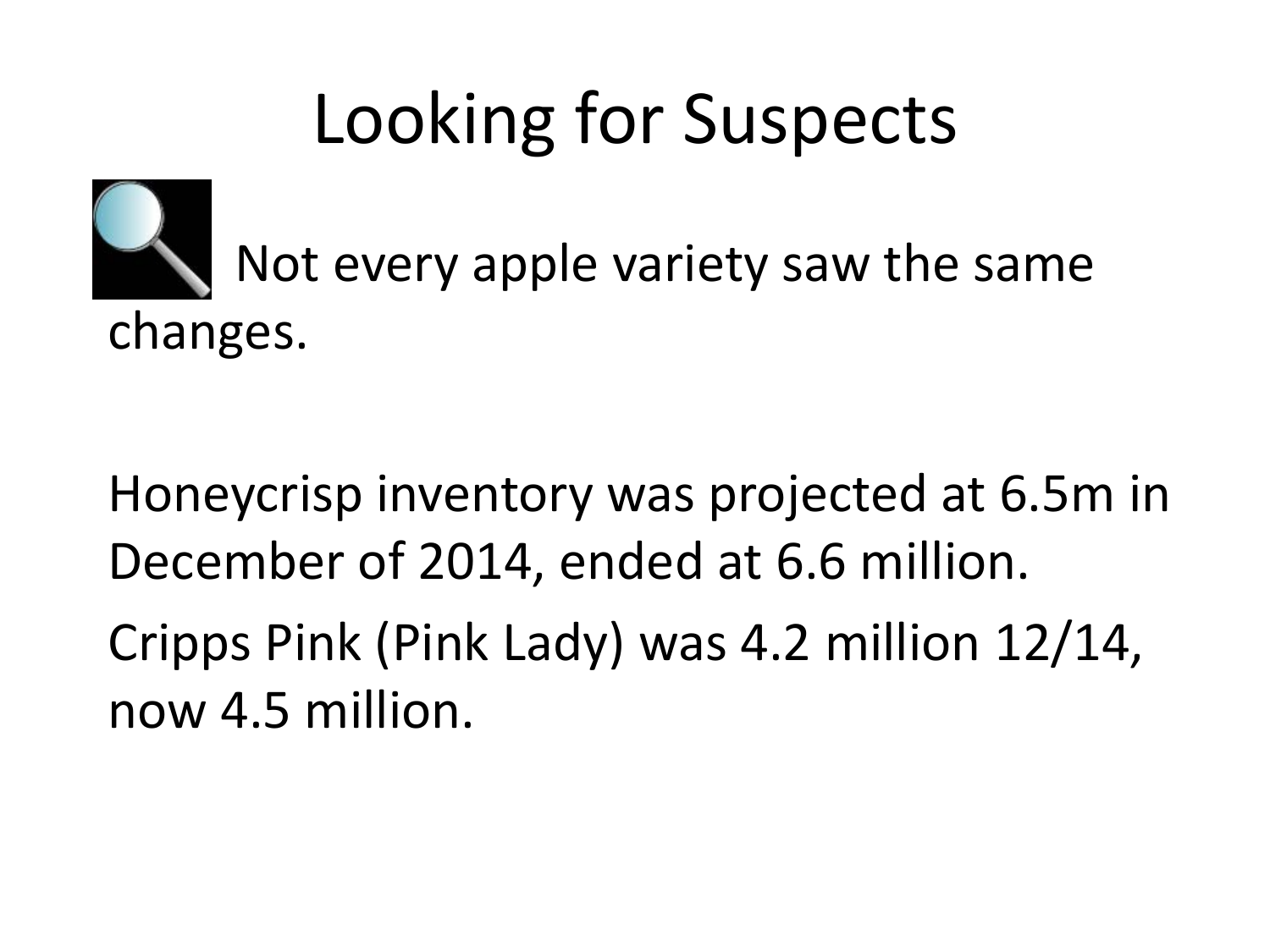# Looking for Suspects

Not every apple variety saw the same changes.

Honeycrisp inventory was projected at 6.5m in December of 2014, ended at 6.6 million.

Cripps Pink (Pink Lady) was 4.2 million 12/14, now 4.5 million.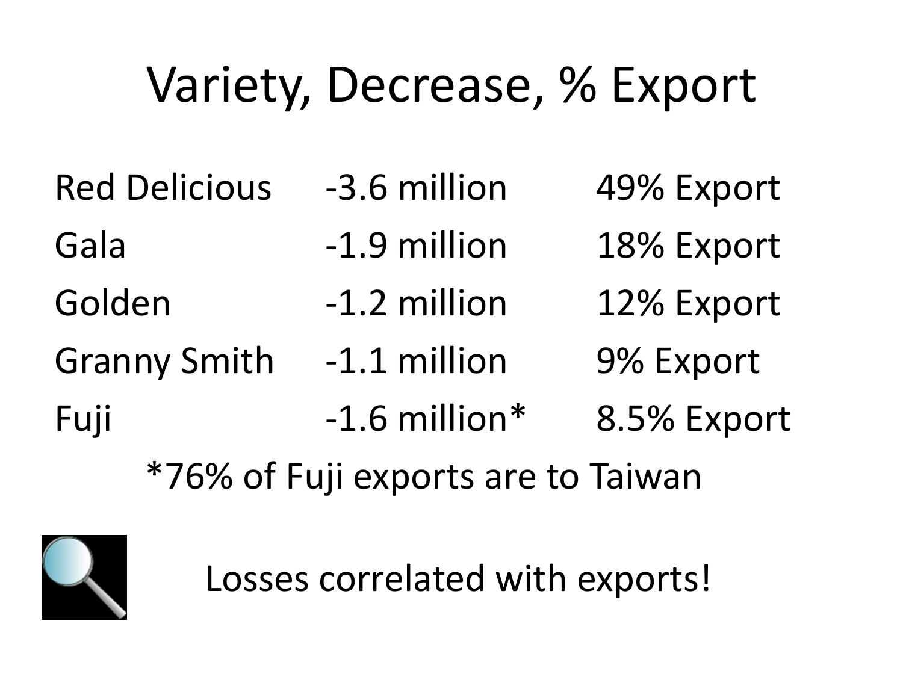# Variety, Decrease, % Export

| Variety | Decrease | % Export |
|---|---|---|
| Red Delicious | -3.6 million | 49% Export |
| Gala | -1.9 million | 18% Export |
| Golden | -1.2 million | 12% Export |
| Granny Smith | -1.1 million | 9% Export |
| Fuji | -1.6 million* | 8.5% Export |

*76% of Fuji exports are to Taiwan

Losses correlated with exports!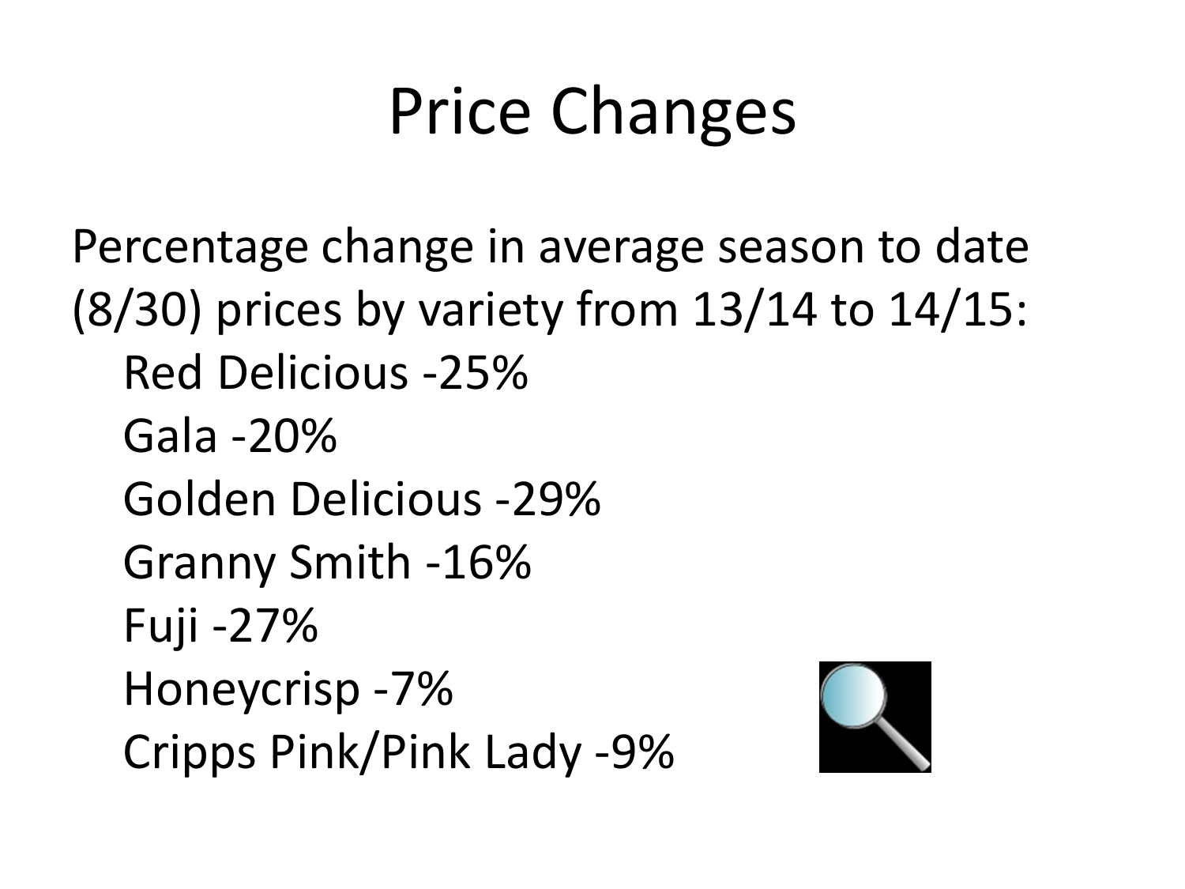# Price Changes

Percentage change in average season to date (8/30) prices by variety from 13/14 to 14/15:

- Red Delicious -25%
- Gala -20%
- Golden Delicious -29%
- Granny Smith -16%
- Fuji -27%
- Honeycrisp -7%
- Cripps Pink/Pink Lady -9%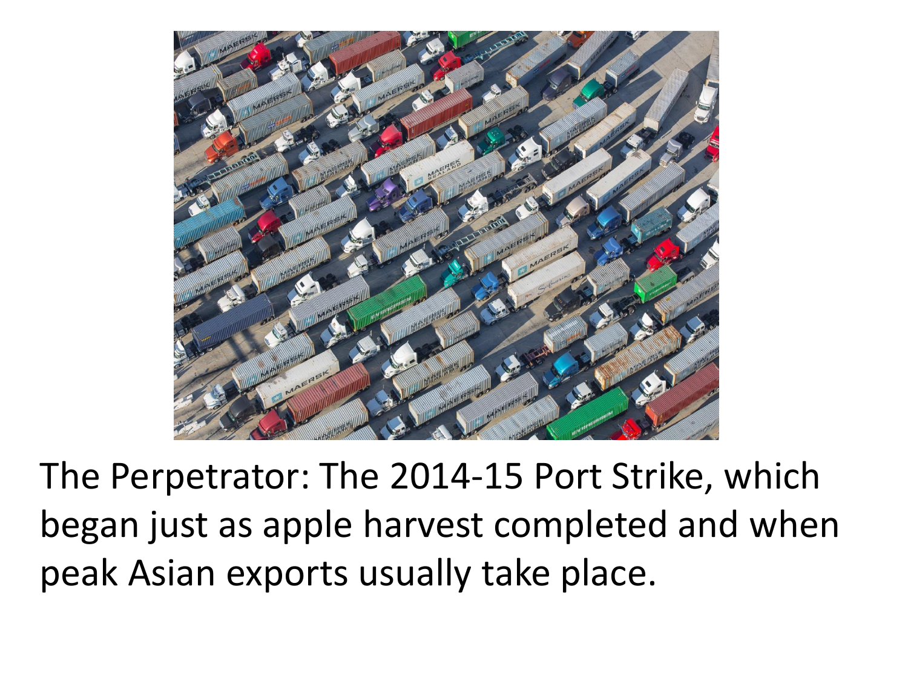The Perpetrator: The 2014-15 Port Strike, which began just as apple harvest completed and when peak Asian exports usually take place.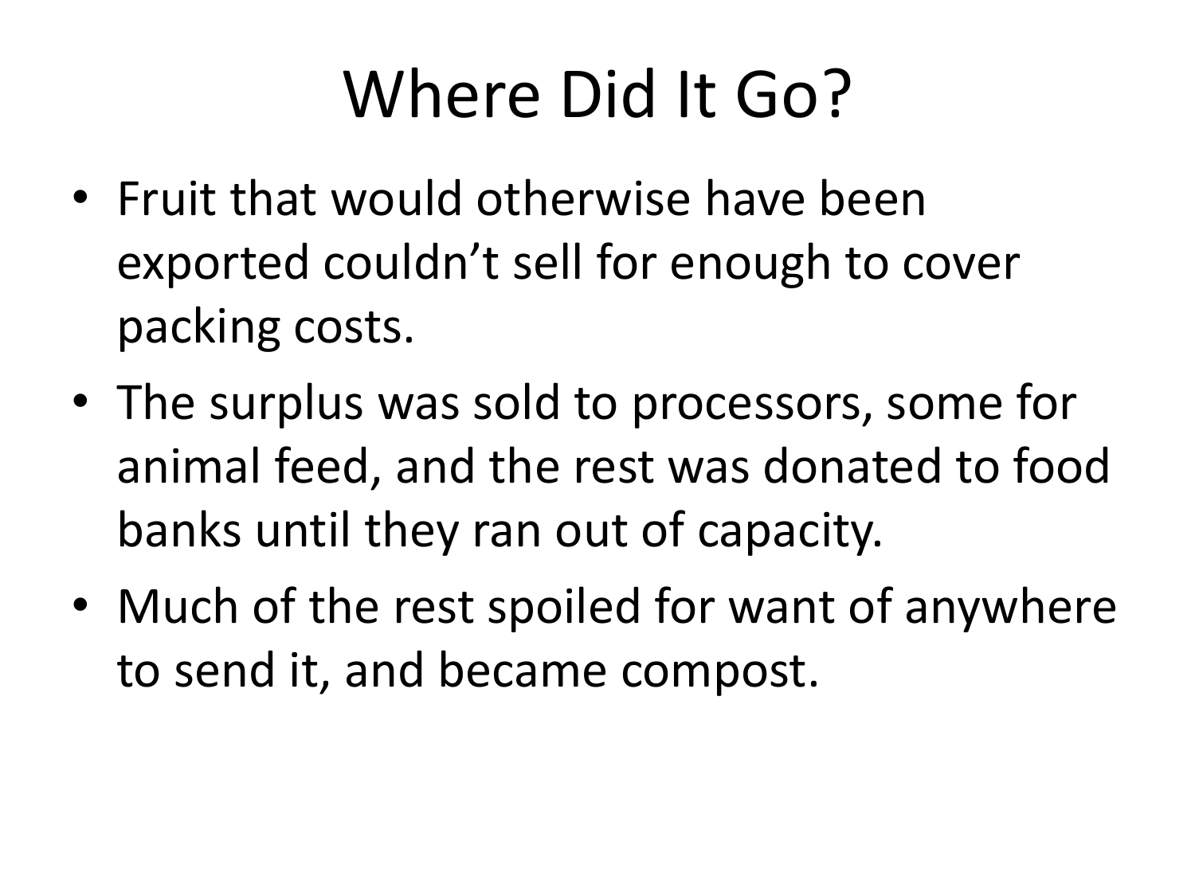# Where Did It Go?

- Fruit that would otherwise have been exported couldn't sell for enough to cover packing costs.
- The surplus was sold to processors, some for animal feed, and the rest was donated to food banks until they ran out of capacity.
- Much of the rest spoiled for want of anywhere to send it, and became compost.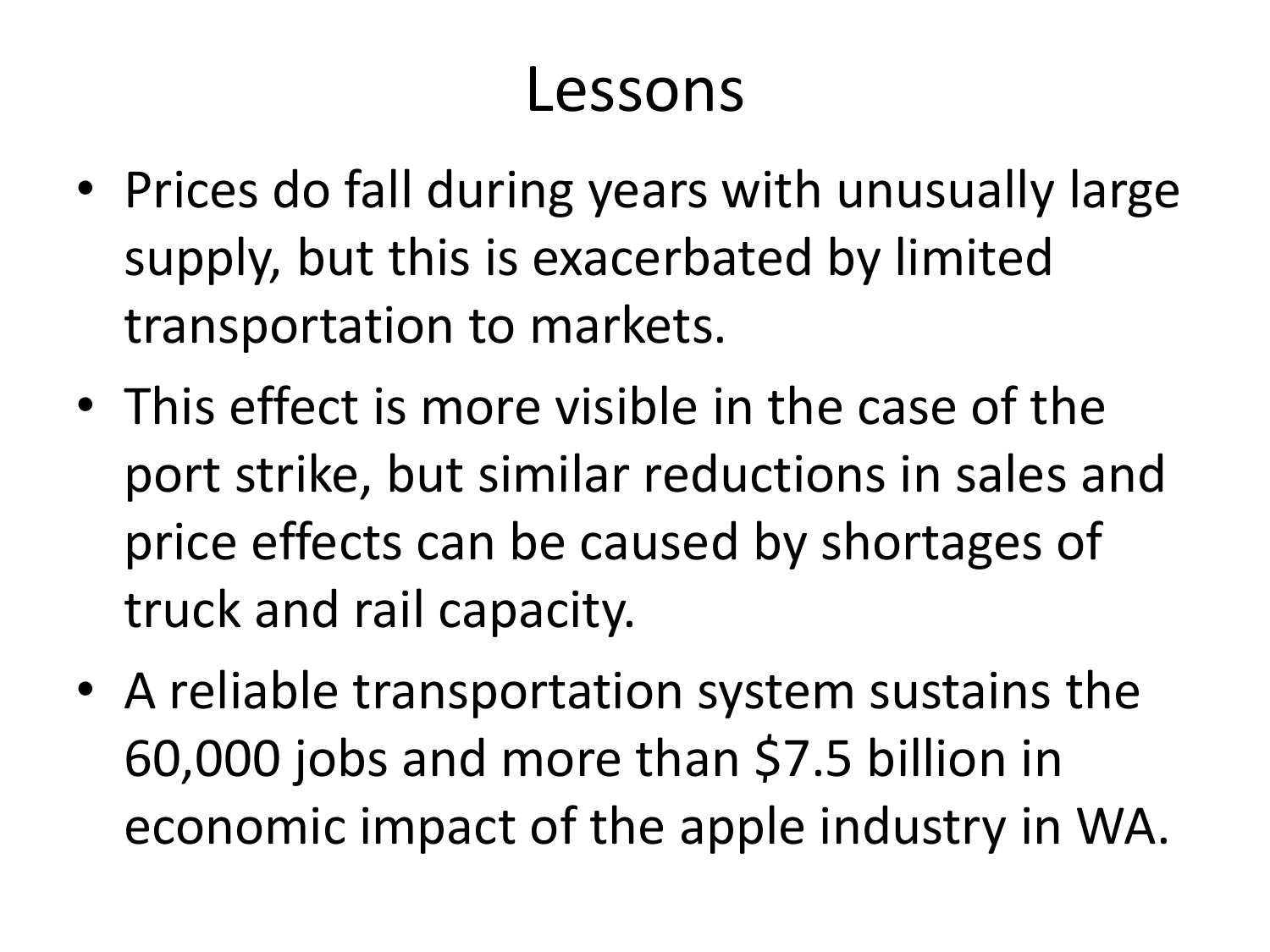# Lessons

- Prices do fall during years with unusually large supply, but this is exacerbated by limited transportation to markets.
- This effect is more visible in the case of the port strike, but similar reductions in sales and price effects can be caused by shortages of truck and rail capacity.
- A reliable transportation system sustains the 60,000 jobs and more than $7.5 billion in economic impact of the apple industry in WA.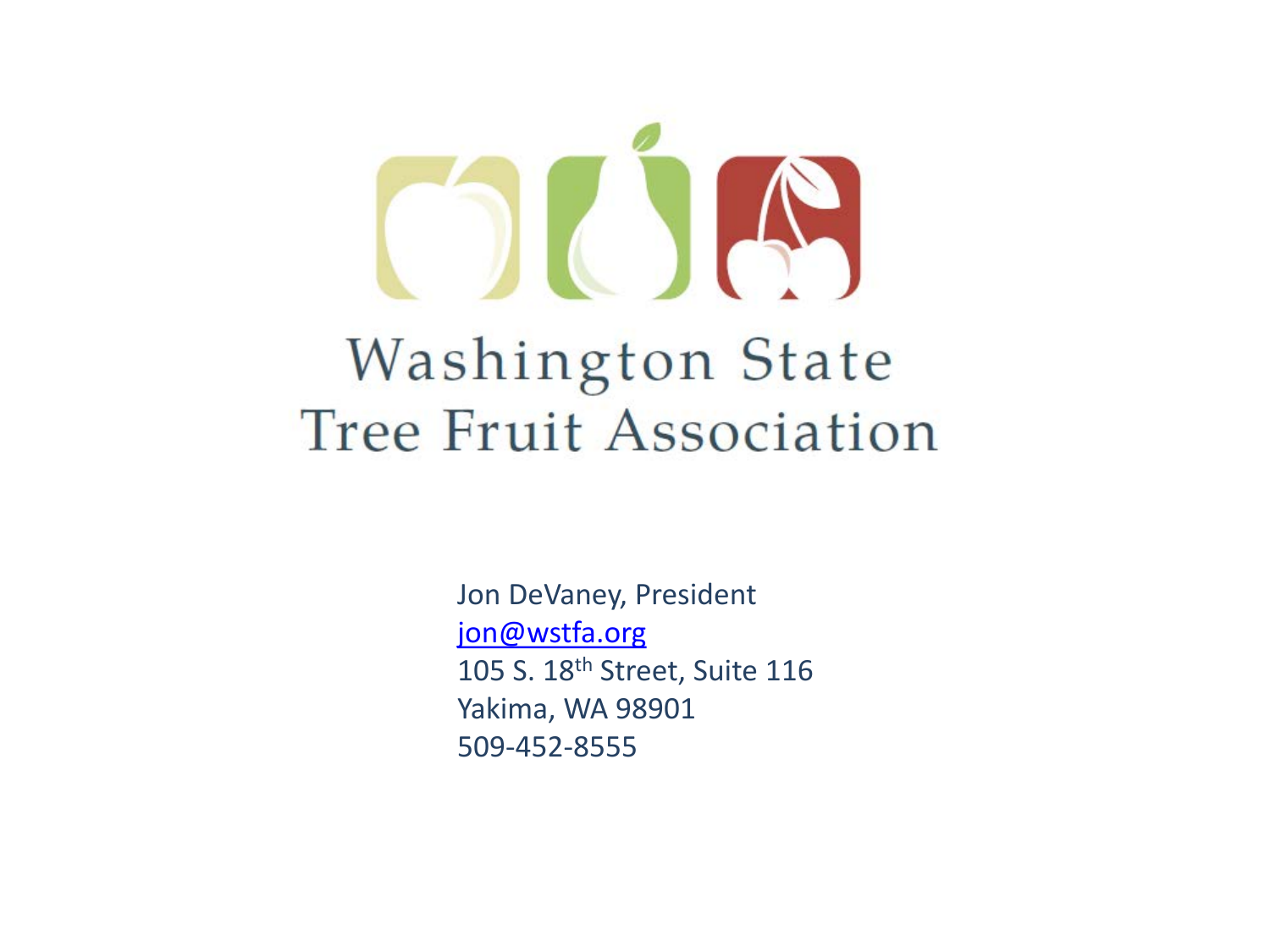# Washington State Tree Fruit Association

Jon DeVaney, President
jon@wstfa.org
105 S. 18th Street, Suite 116
Yakima, WA 98901
509-452-8555